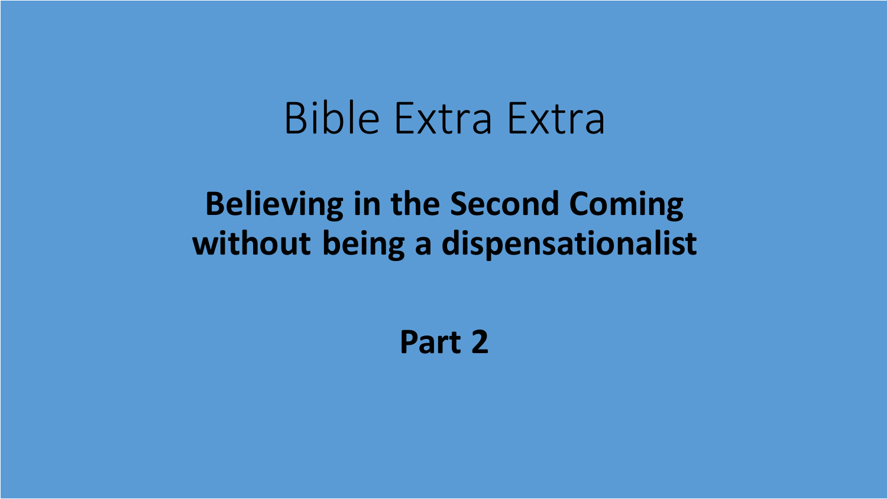# Bible Extra Extra

## Believing in the Second Coming without being a dispensationalist

## Part 2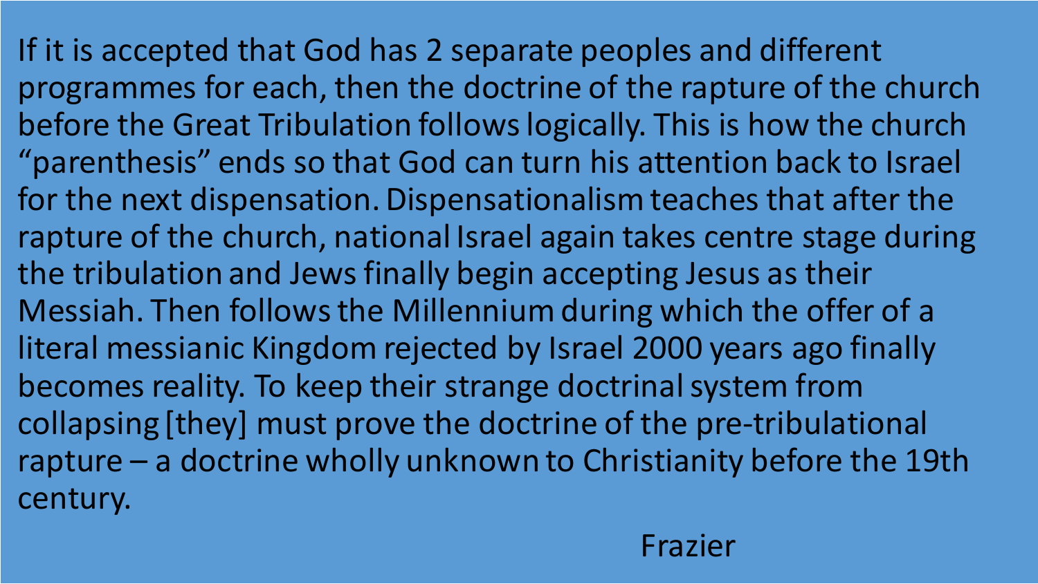If it is accepted that God has 2 separate peoples and different programmes for each, then the doctrine of the rapture of the church before the Great Tribulation follows logically. This is how the church "parenthesis" ends so that God can turn his attention back to Israel for the next dispensation. Dispensationalism teaches that after the rapture of the church, national Israel again takes centre stage during the tribulation and Jews finally begin accepting Jesus as their Messiah. Then follows the Millennium during which the offer of a literal messianic Kingdom rejected by Israel 2000 years ago finally becomes reality. To keep their strange doctrinal system from collapsing [they] must prove the doctrine of the pre-tribulational rapture – a doctrine wholly unknown to Christianity before the 19th century.

Frazier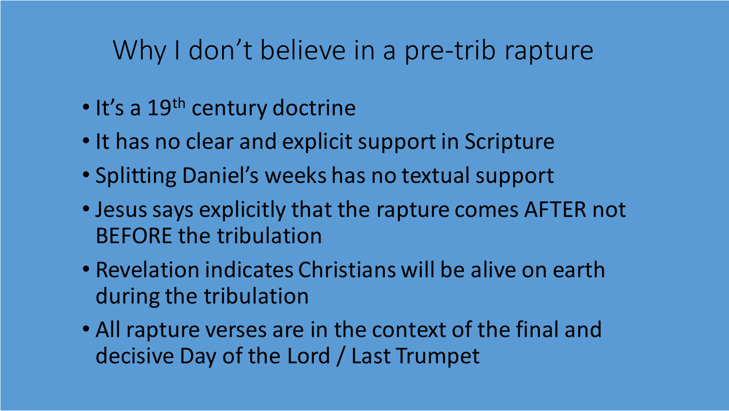# Why I don't believe in a pre-trib rapture

- It's a 19th century doctrine
- It has no clear and explicit support in Scripture
- Splitting Daniel's weeks has no textual support
- Jesus says explicitly that the rapture comes AFTER not BEFORE the tribulation
- Revelation indicates Christians will be alive on earth during the tribulation
- All rapture verses are in the context of the final and decisive Day of the Lord / Last Trumpet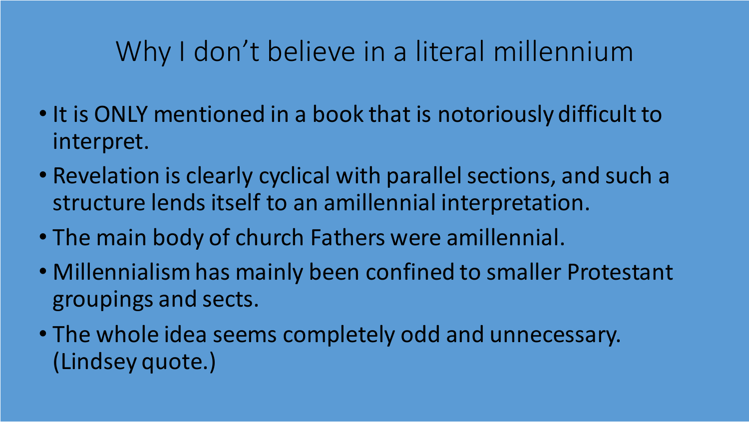# Why I don't believe in a literal millennium

- It is ONLY mentioned in a book that is notoriously difficult to interpret.
- Revelation is clearly cyclical with parallel sections, and such a structure lends itself to an amillennial interpretation.
- The main body of church Fathers were amillennial.
- Millennialism has mainly been confined to smaller Protestant groupings and sects.
- The whole idea seems completely odd and unnecessary. (Lindsey quote.)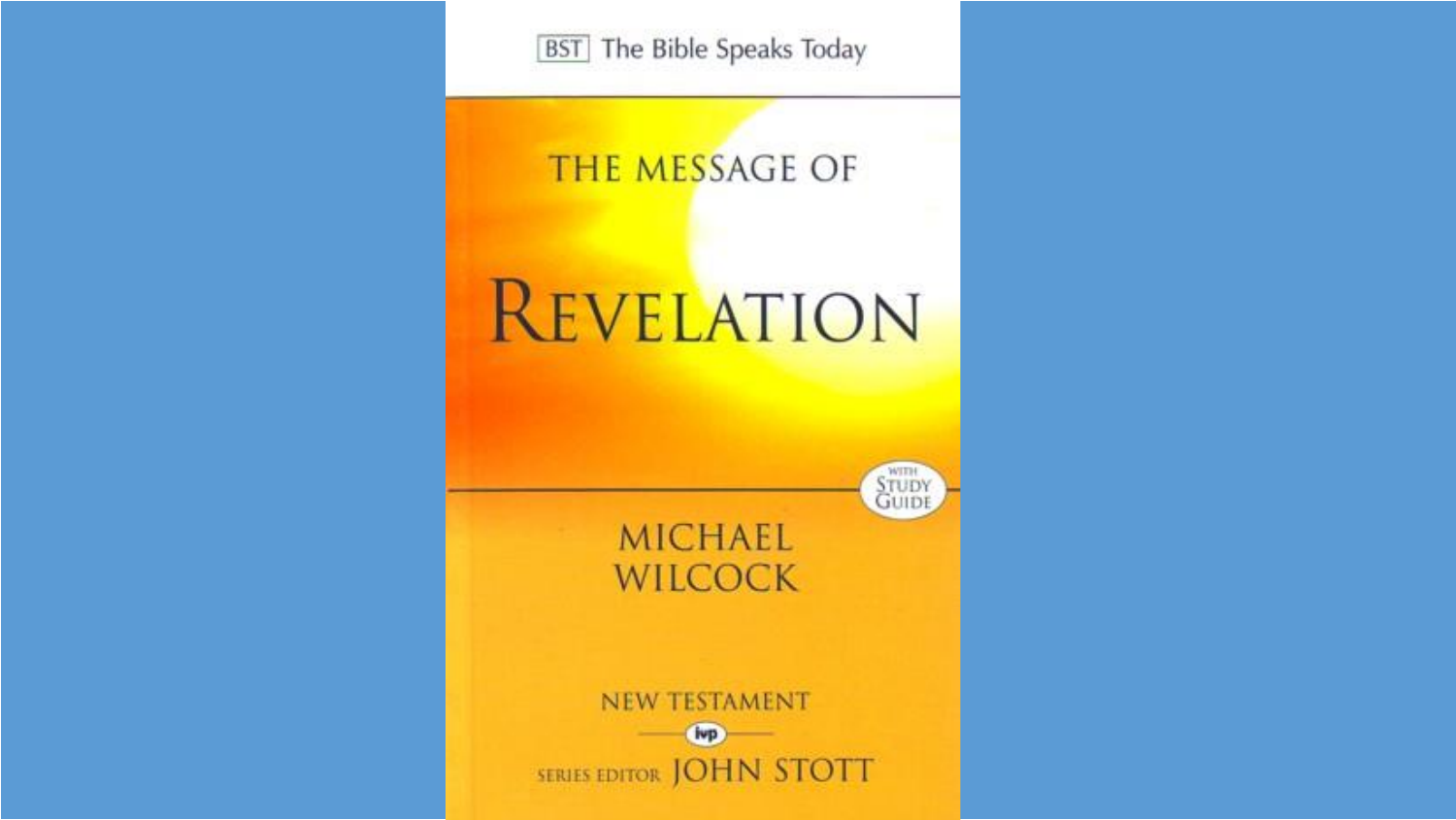BST The Bible Speaks Today

# THE MESSAGE OF

# REVELATION

WITH STUDY GUIDE

MICHAEL WILCOCK

NEW TESTAMENT

ivp

SERIES EDITOR JOHN STOTT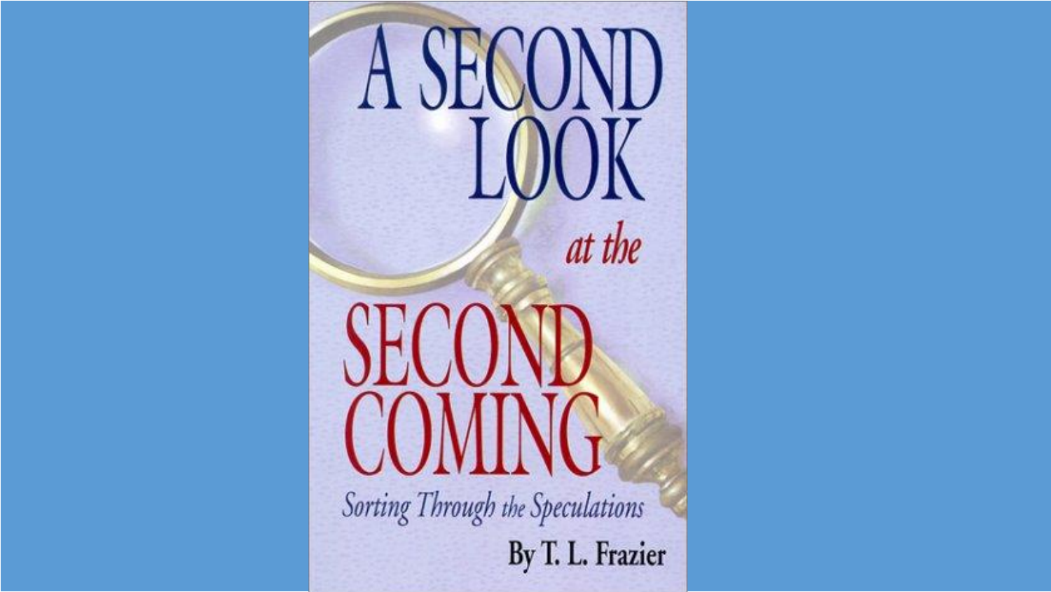# A SECOND LOOK

*at the*

# SECOND COMING

*Sorting Through the Speculations*

**By T. L. Frazier**